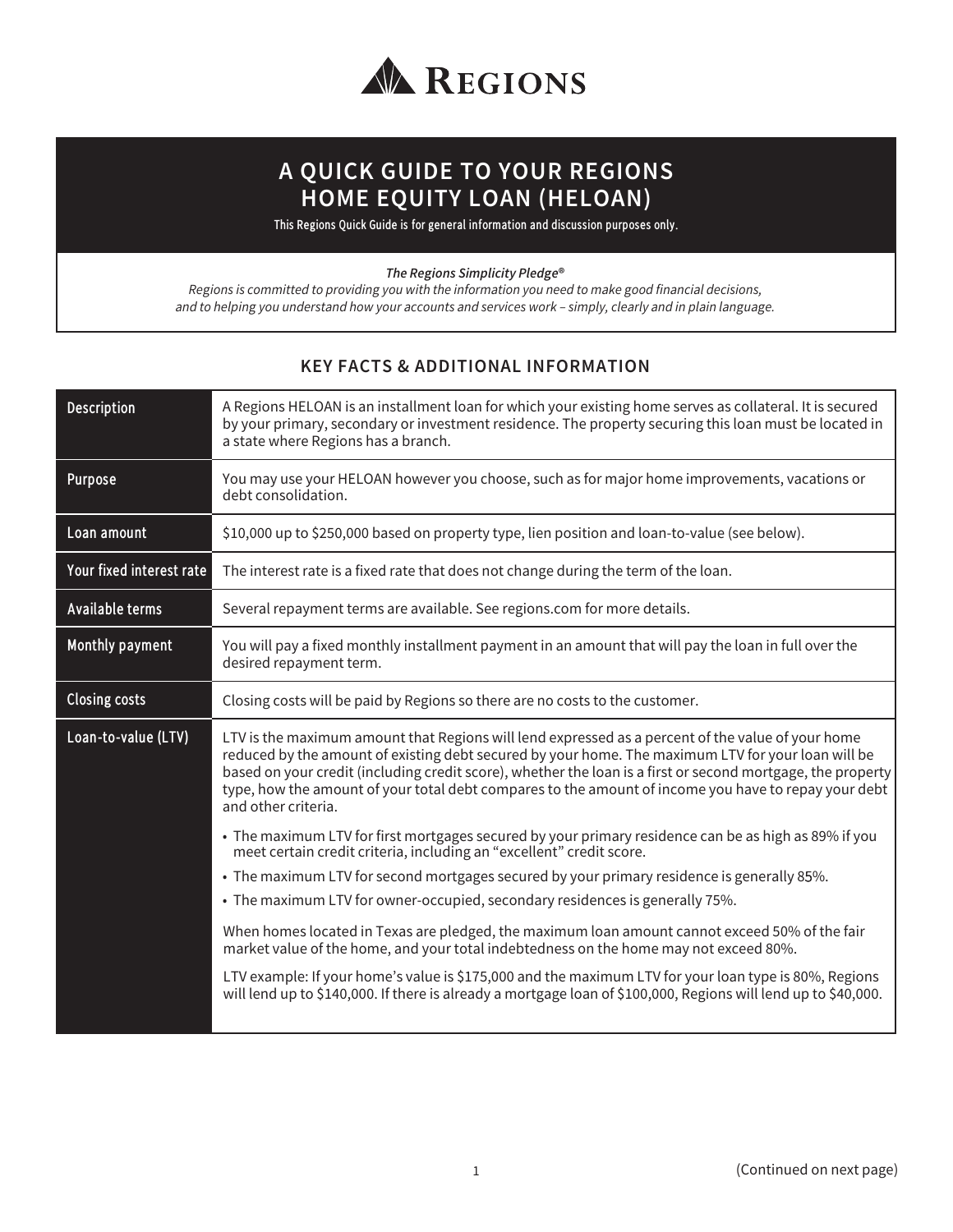REGIONS

# A QUICK GUIDE TO YOUR REGIONS HOME EQUITY LOAN (HELOAN)

This Regions Quick Guide is for general information and discussion purposes only.

***The Regions Simplicity Pledge®***

*Regions is committed to providing you with the information you need to make good financial decisions, and to helping you understand how your accounts and services work – simply, clearly and in plain language.*

## KEY FACTS & ADDITIONAL INFORMATION

| | |
|---|---|
| **Description** | A Regions HELOAN is an installment loan for which your existing home serves as collateral. It is secured by your primary, secondary or investment residence. The property securing this loan must be located in a state where Regions has a branch. |
| **Purpose** | You may use your HELOAN however you choose, such as for major home improvements, vacations or debt consolidation. |
| **Loan amount** | $10,000 up to $250,000 based on property type, lien position and loan-to-value (see below). |
| **Your fixed interest rate** | The interest rate is a fixed rate that does not change during the term of the loan. |
| **Available terms** | Several repayment terms are available. See regions.com for more details. |
| **Monthly payment** | You will pay a fixed monthly installment payment in an amount that will pay the loan in full over the desired repayment term. |
| **Closing costs** | Closing costs will be paid by Regions so there are no costs to the customer. |
| **Loan-to-value (LTV)** | LTV is the maximum amount that Regions will lend expressed as a percent of the value of your home reduced by the amount of existing debt secured by your home. The maximum LTV for your loan will be based on your credit (including credit score), whether the loan is a first or second mortgage, the property type, how the amount of your total debt compares to the amount of income you have to repay your debt and other criteria.<br><br>• The maximum LTV for first mortgages secured by your primary residence can be as high as 89% if you meet certain credit criteria, including an "excellent" credit score.<br>• The maximum LTV for second mortgages secured by your primary residence is generally 85%.<br>• The maximum LTV for owner-occupied, secondary residences is generally 75%.<br><br>When homes located in Texas are pledged, the maximum loan amount cannot exceed 50% of the fair market value of the home, and your total indebtedness on the home may not exceed 80%.<br><br>LTV example: If your home's value is $175,000 and the maximum LTV for your loan type is 80%, Regions will lend up to $140,000. If there is already a mortgage loan of $100,000, Regions will lend up to $40,000. |

(Continued on next page)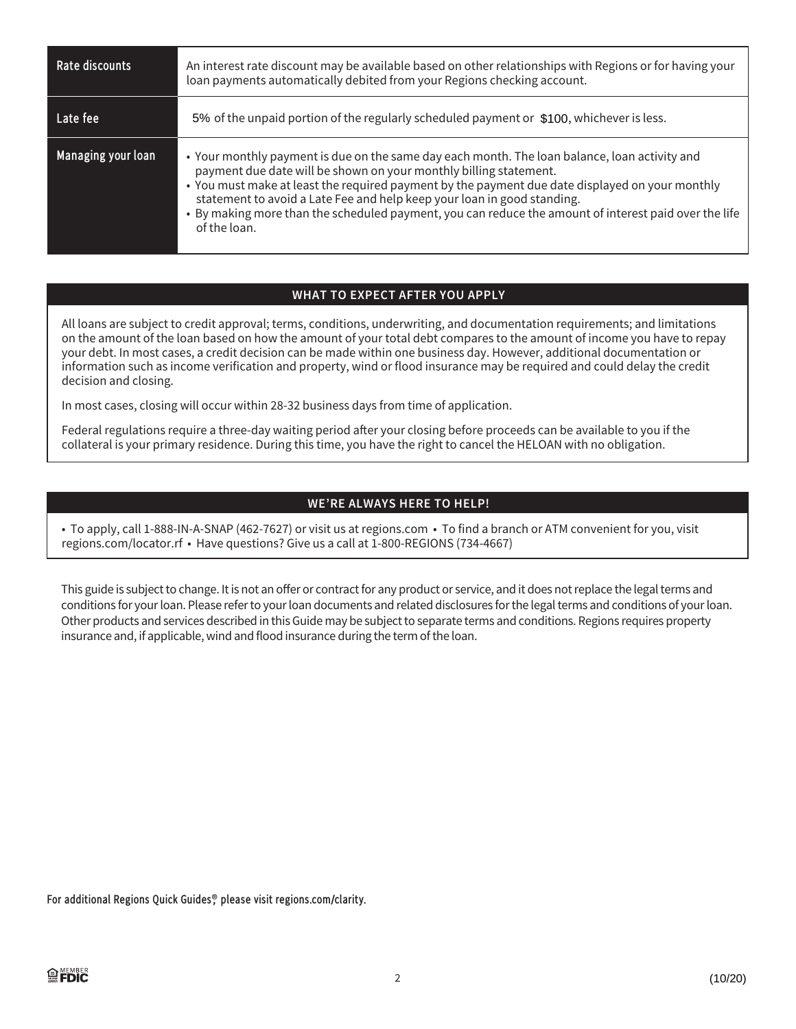| | |
|---|---|
| **Rate discounts** | An interest rate discount may be available based on other relationships with Regions or for having your loan payments automatically debited from your Regions checking account. |
| **Late fee** | 5% of the unpaid portion of the regularly scheduled payment or $100, whichever is less. |
| **Managing your loan** | • Your monthly payment is due on the same day each month. The loan balance, loan activity and payment due date will be shown on your monthly billing statement. • You must make at least the required payment by the payment due date displayed on your monthly statement to avoid a Late Fee and help keep your loan in good standing. • By making more than the scheduled payment, you can reduce the amount of interest paid over the life of the loan. |

## WHAT TO EXPECT AFTER YOU APPLY

All loans are subject to credit approval; terms, conditions, underwriting, and documentation requirements; and limitations on the amount of the loan based on how the amount of your total debt compares to the amount of income you have to repay your debt. In most cases, a credit decision can be made within one business day. However, additional documentation or information such as income verification and property, wind or flood insurance may be required and could delay the credit decision and closing.

In most cases, closing will occur within 28-32 business days from time of application.

Federal regulations require a three-day waiting period after your closing before proceeds can be available to you if the collateral is your primary residence. During this time, you have the right to cancel the HELOAN with no obligation.

## WE'RE ALWAYS HERE TO HELP!

• To apply, call 1-888-IN-A-SNAP (462-7627) or visit us at regions.com • To find a branch or ATM convenient for you, visit regions.com/locator.rf • Have questions? Give us a call at 1-800-REGIONS (734-4667)

This guide is subject to change. It is not an offer or contract for any product or service, and it does not replace the legal terms and conditions for your loan. Please refer to your loan documents and related disclosures for the legal terms and conditions of your loan. Other products and services described in this Guide may be subject to separate terms and conditions. Regions requires property insurance and, if applicable, wind and flood insurance during the term of the loan.

**For additional Regions Quick Guides®, please visit regions.com/clarity.**

MEMBER FDIC

(10/20)